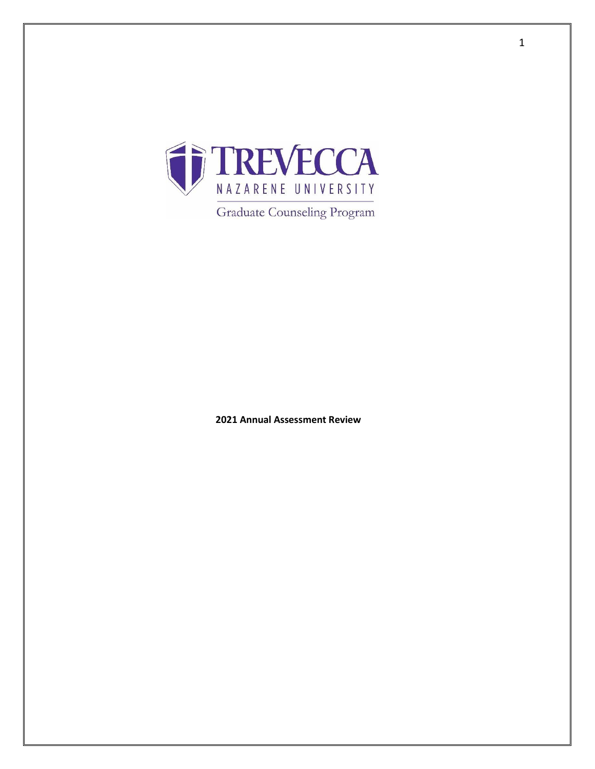TREVECCA

NAZARENE UNIVERSITY

Graduate Counseling Program

**2021 Annual Assessment Review**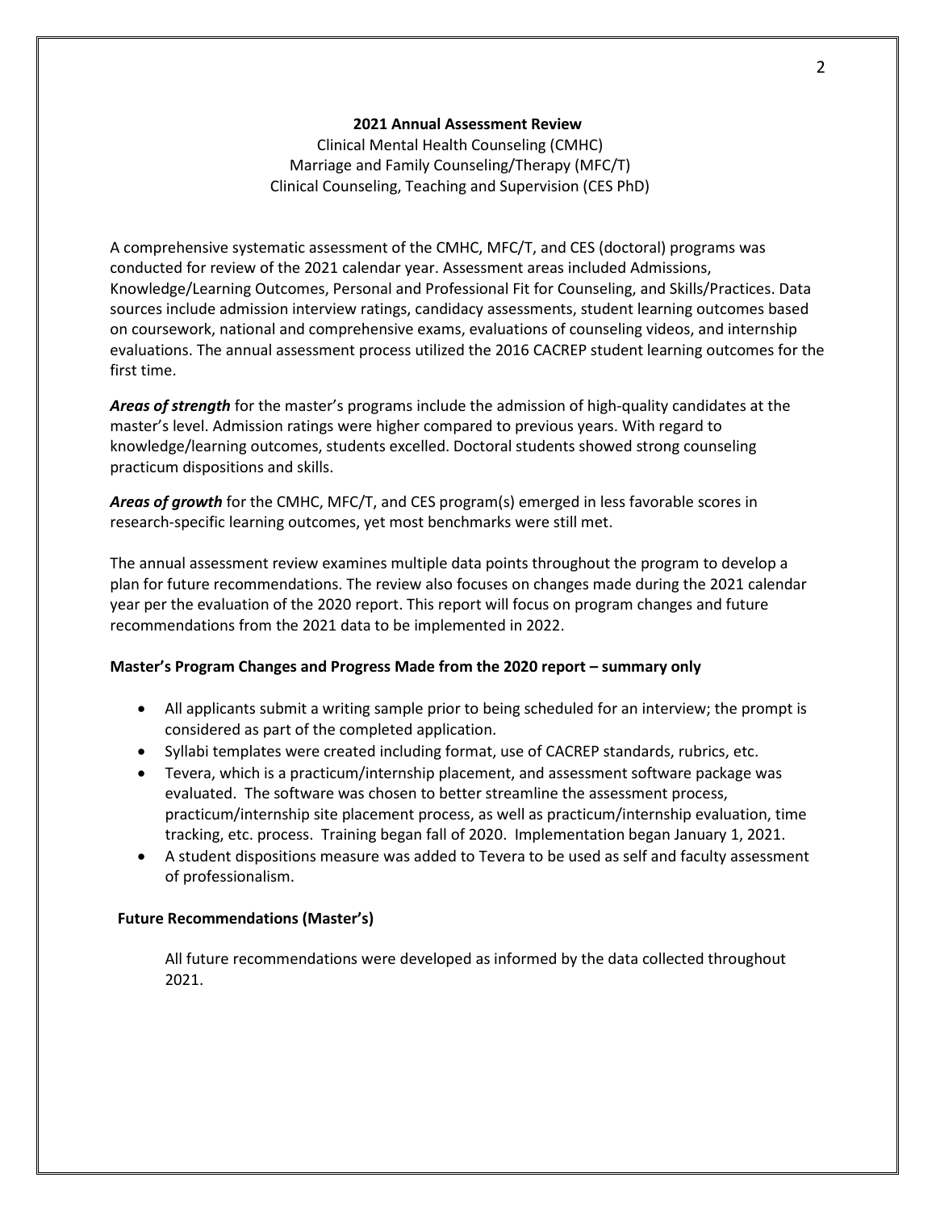**2021 Annual Assessment Review**

Clinical Mental Health Counseling (CMHC)

Marriage and Family Counseling/Therapy (MFC/T)

Clinical Counseling, Teaching and Supervision (CES PhD)

A comprehensive systematic assessment of the CMHC, MFC/T, and CES (doctoral) programs was conducted for review of the 2021 calendar year. Assessment areas included Admissions, Knowledge/Learning Outcomes, Personal and Professional Fit for Counseling, and Skills/Practices. Data sources include admission interview ratings, candidacy assessments, student learning outcomes based on coursework, national and comprehensive exams, evaluations of counseling videos, and internship evaluations. The annual assessment process utilized the 2016 CACREP student learning outcomes for the first time.

***Areas of strength*** for the master's programs include the admission of high-quality candidates at the master's level. Admission ratings were higher compared to previous years. With regard to knowledge/learning outcomes, students excelled. Doctoral students showed strong counseling practicum dispositions and skills.

***Areas of growth*** for the CMHC, MFC/T, and CES program(s) emerged in less favorable scores in research-specific learning outcomes, yet most benchmarks were still met.

The annual assessment review examines multiple data points throughout the program to develop a plan for future recommendations. The review also focuses on changes made during the 2021 calendar year per the evaluation of the 2020 report. This report will focus on program changes and future recommendations from the 2021 data to be implemented in 2022.

**Master's Program Changes and Progress Made from the 2020 report – summary only**

- All applicants submit a writing sample prior to being scheduled for an interview; the prompt is considered as part of the completed application.
- Syllabi templates were created including format, use of CACREP standards, rubrics, etc.
- Tevera, which is a practicum/internship placement, and assessment software package was evaluated. The software was chosen to better streamline the assessment process, practicum/internship site placement process, as well as practicum/internship evaluation, time tracking, etc. process. Training began fall of 2020. Implementation began January 1, 2021.
- A student dispositions measure was added to Tevera to be used as self and faculty assessment of professionalism.

**Future Recommendations (Master's)**

All future recommendations were developed as informed by the data collected throughout 2021.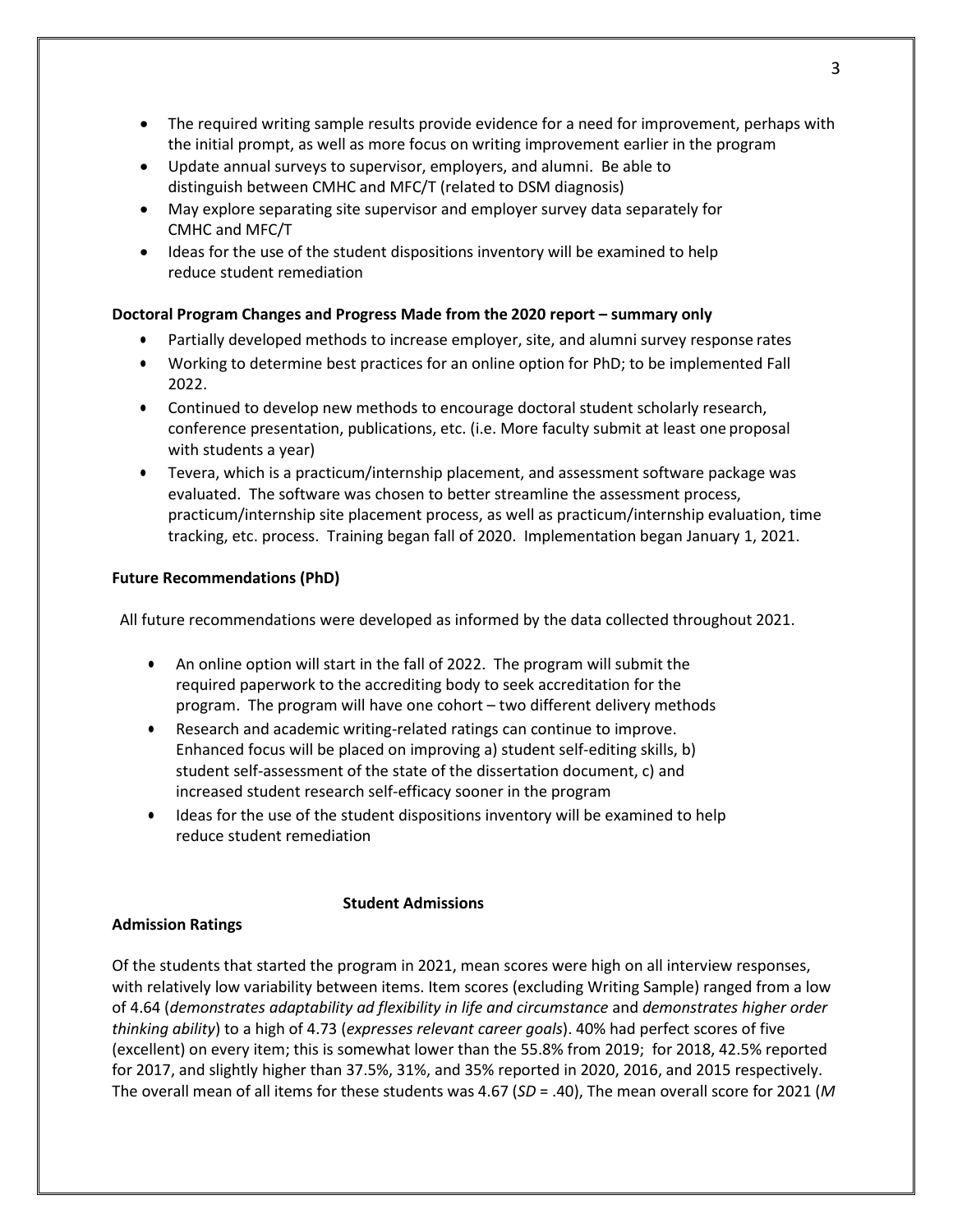- The required writing sample results provide evidence for a need for improvement, perhaps with the initial prompt, as well as more focus on writing improvement earlier in the program
- Update annual surveys to supervisor, employers, and alumni. Be able to distinguish between CMHC and MFC/T (related to DSM diagnosis)
- May explore separating site supervisor and employer survey data separately for CMHC and MFC/T
- Ideas for the use of the student dispositions inventory will be examined to help reduce student remediation

**Doctoral Program Changes and Progress Made from the 2020 report – summary only**

- Partially developed methods to increase employer, site, and alumni survey response rates
- Working to determine best practices for an online option for PhD; to be implemented Fall 2022.
- Continued to develop new methods to encourage doctoral student scholarly research, conference presentation, publications, etc. (i.e. More faculty submit at least one proposal with students a year)
- Tevera, which is a practicum/internship placement, and assessment software package was evaluated. The software was chosen to better streamline the assessment process, practicum/internship site placement process, as well as practicum/internship evaluation, time tracking, etc. process. Training began fall of 2020. Implementation began January 1, 2021.

**Future Recommendations (PhD)**

All future recommendations were developed as informed by the data collected throughout 2021.

- An online option will start in the fall of 2022. The program will submit the required paperwork to the accrediting body to seek accreditation for the program. The program will have one cohort – two different delivery methods
- Research and academic writing-related ratings can continue to improve. Enhanced focus will be placed on improving a) student self-editing skills, b) student self-assessment of the state of the dissertation document, c) and increased student research self-efficacy sooner in the program
- Ideas for the use of the student dispositions inventory will be examined to help reduce student remediation

**Student Admissions**

**Admission Ratings**

Of the students that started the program in 2021, mean scores were high on all interview responses, with relatively low variability between items. Item scores (excluding Writing Sample) ranged from a low of 4.64 (*demonstrates adaptability ad flexibility in life and circumstance* and *demonstrates higher order thinking ability*) to a high of 4.73 (*expresses relevant career goals*). 40% had perfect scores of five (excellent) on every item; this is somewhat lower than the 55.8% from 2019; for 2018, 42.5% reported for 2017, and slightly higher than 37.5%, 31%, and 35% reported in 2020, 2016, and 2015 respectively. The overall mean of all items for these students was 4.67 (*SD* = .40), The mean overall score for 2021 (*M*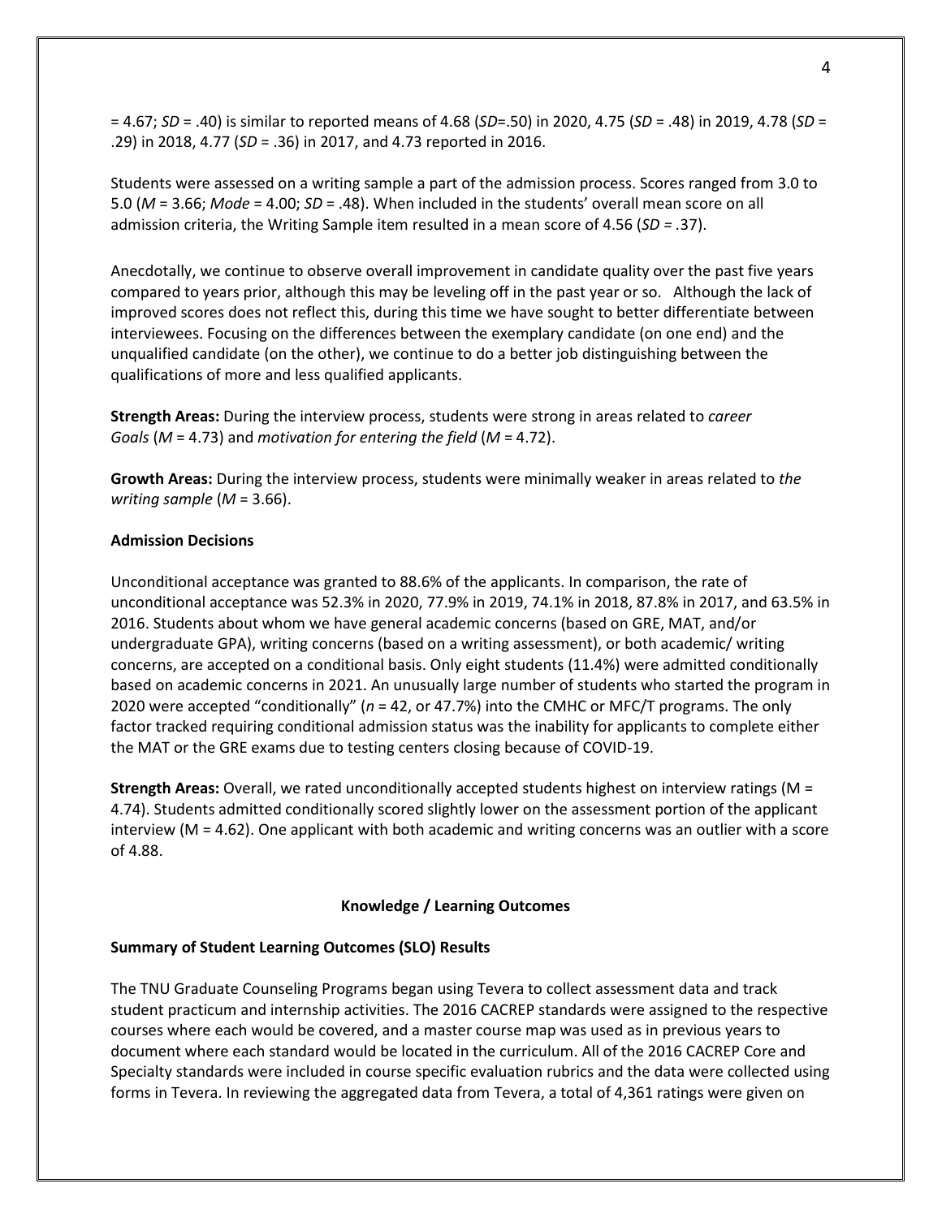= 4.67; *SD* = .40) is similar to reported means of 4.68 (*SD*=.50) in 2020, 4.75 (*SD* = .48) in 2019, 4.78 (*SD* = .29) in 2018, 4.77 (*SD* = .36) in 2017, and 4.73 reported in 2016.

Students were assessed on a writing sample a part of the admission process. Scores ranged from 3.0 to 5.0 (*M* = 3.66; *Mode* = 4.00; *SD* = .48). When included in the students' overall mean score on all admission criteria, the Writing Sample item resulted in a mean score of 4.56 (*SD* = .37).

Anecdotally, we continue to observe overall improvement in candidate quality over the past five years compared to years prior, although this may be leveling off in the past year or so. Although the lack of improved scores does not reflect this, during this time we have sought to better differentiate between interviewees. Focusing on the differences between the exemplary candidate (on one end) and the unqualified candidate (on the other), we continue to do a better job distinguishing between the qualifications of more and less qualified applicants.

**Strength Areas:** During the interview process, students were strong in areas related to *career Goals* (*M* = 4.73) and *motivation for entering the field* (*M* = 4.72).

**Growth Areas:** During the interview process, students were minimally weaker in areas related to *the writing sample* (*M* = 3.66).

**Admission Decisions**

Unconditional acceptance was granted to 88.6% of the applicants. In comparison, the rate of unconditional acceptance was 52.3% in 2020, 77.9% in 2019, 74.1% in 2018, 87.8% in 2017, and 63.5% in 2016. Students about whom we have general academic concerns (based on GRE, MAT, and/or undergraduate GPA), writing concerns (based on a writing assessment), or both academic/ writing concerns, are accepted on a conditional basis. Only eight students (11.4%) were admitted conditionally based on academic concerns in 2021. An unusually large number of students who started the program in 2020 were accepted "conditionally" (*n* = 42, or 47.7%) into the CMHC or MFC/T programs. The only factor tracked requiring conditional admission status was the inability for applicants to complete either the MAT or the GRE exams due to testing centers closing because of COVID-19.

**Strength Areas:** Overall, we rated unconditionally accepted students highest on interview ratings (M = 4.74). Students admitted conditionally scored slightly lower on the assessment portion of the applicant interview (M = 4.62). One applicant with both academic and writing concerns was an outlier with a score of 4.88.

## Knowledge / Learning Outcomes

**Summary of Student Learning Outcomes (SLO) Results**

The TNU Graduate Counseling Programs began using Tevera to collect assessment data and track student practicum and internship activities. The 2016 CACREP standards were assigned to the respective courses where each would be covered, and a master course map was used as in previous years to document where each standard would be located in the curriculum. All of the 2016 CACREP Core and Specialty standards were included in course specific evaluation rubrics and the data were collected using forms in Tevera. In reviewing the aggregated data from Tevera, a total of 4,361 ratings were given on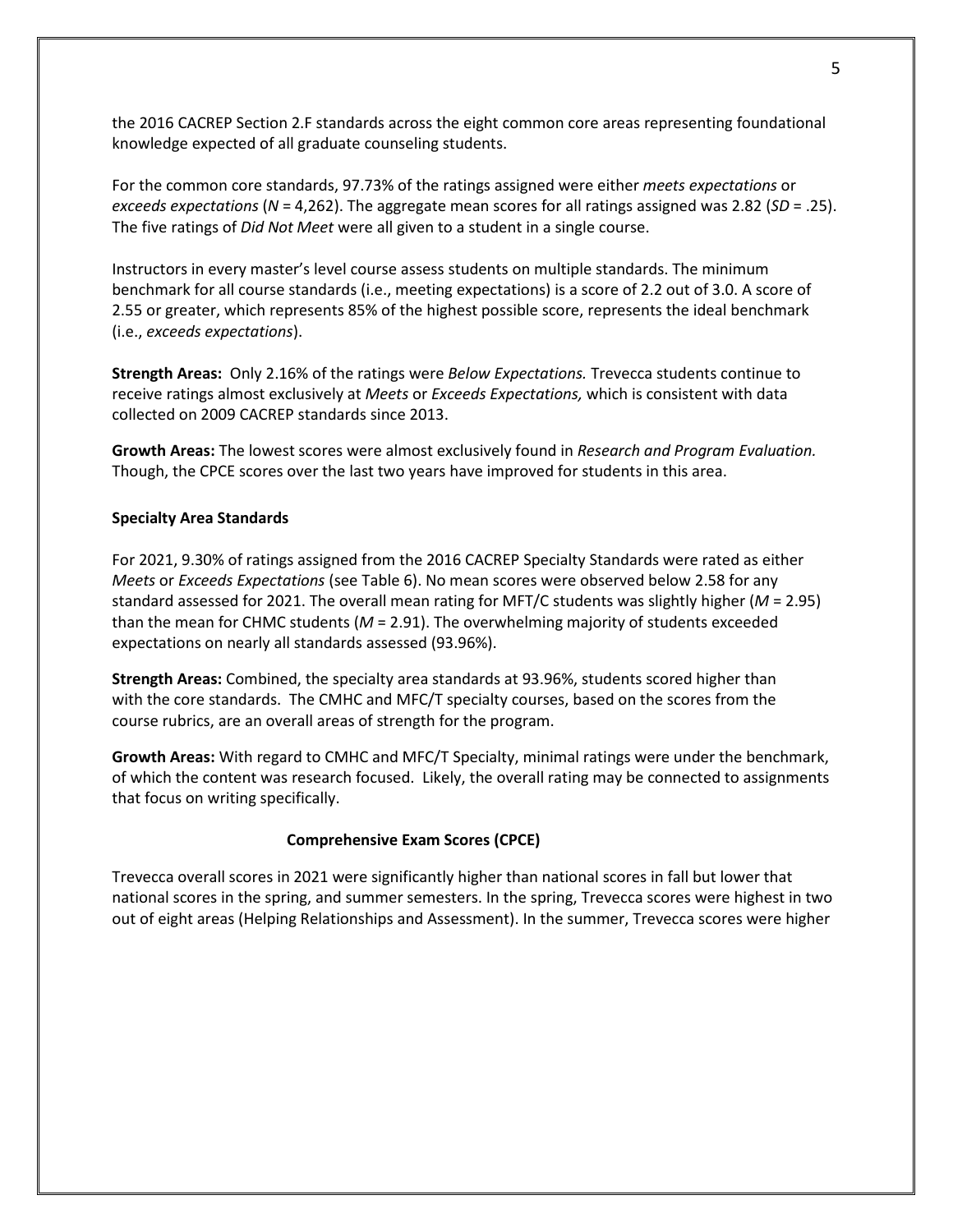the 2016 CACREP Section 2.F standards across the eight common core areas representing foundational knowledge expected of all graduate counseling students.

For the common core standards, 97.73% of the ratings assigned were either *meets expectations* or *exceeds expectations* (*N* = 4,262). The aggregate mean scores for all ratings assigned was 2.82 (*SD* = .25). The five ratings of *Did Not Meet* were all given to a student in a single course.

Instructors in every master's level course assess students on multiple standards. The minimum benchmark for all course standards (i.e., meeting expectations) is a score of 2.2 out of 3.0. A score of 2.55 or greater, which represents 85% of the highest possible score, represents the ideal benchmark (i.e., *exceeds expectations*).

**Strength Areas:** Only 2.16% of the ratings were *Below Expectations.* Trevecca students continue to receive ratings almost exclusively at *Meets* or *Exceeds Expectations,* which is consistent with data collected on 2009 CACREP standards since 2013.

**Growth Areas:** The lowest scores were almost exclusively found in *Research and Program Evaluation.* Though, the CPCE scores over the last two years have improved for students in this area.

**Specialty Area Standards**

For 2021, 9.30% of ratings assigned from the 2016 CACREP Specialty Standards were rated as either *Meets* or *Exceeds Expectations* (see Table 6). No mean scores were observed below 2.58 for any standard assessed for 2021. The overall mean rating for MFT/C students was slightly higher (*M* = 2.95) than the mean for CHMC students (*M* = 2.91). The overwhelming majority of students exceeded expectations on nearly all standards assessed (93.96%).

**Strength Areas:** Combined, the specialty area standards at 93.96%, students scored higher than with the core standards. The CMHC and MFC/T specialty courses, based on the scores from the course rubrics, are an overall areas of strength for the program.

**Growth Areas:** With regard to CMHC and MFC/T Specialty, minimal ratings were under the benchmark, of which the content was research focused. Likely, the overall rating may be connected to assignments that focus on writing specifically.

**Comprehensive Exam Scores (CPCE)**

Trevecca overall scores in 2021 were significantly higher than national scores in fall but lower that national scores in the spring, and summer semesters. In the spring, Trevecca scores were highest in two out of eight areas (Helping Relationships and Assessment). In the summer, Trevecca scores were higher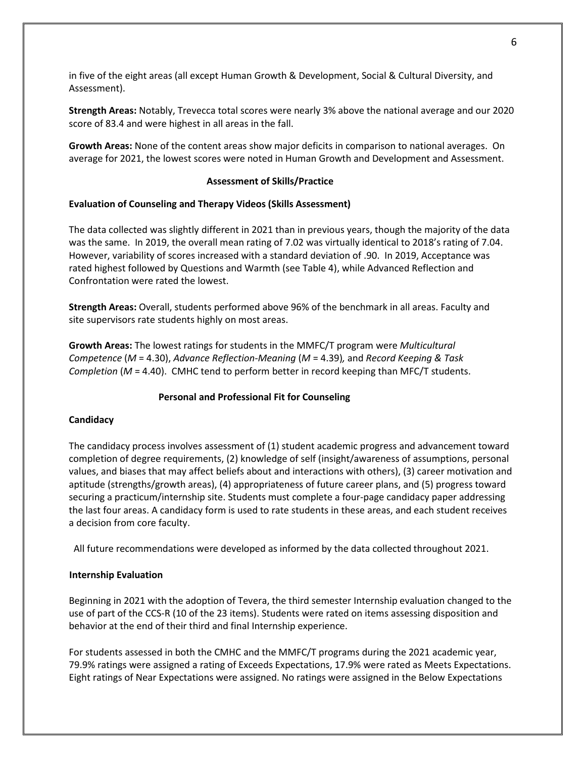in five of the eight areas (all except Human Growth & Development, Social & Cultural Diversity, and Assessment).

**Strength Areas:** Notably, Trevecca total scores were nearly 3% above the national average and our 2020 score of 83.4 and were highest in all areas in the fall.

**Growth Areas:** None of the content areas show major deficits in comparison to national averages. On average for 2021, the lowest scores were noted in Human Growth and Development and Assessment.

### Assessment of Skills/Practice

**Evaluation of Counseling and Therapy Videos (Skills Assessment)**

The data collected was slightly different in 2021 than in previous years, though the majority of the data was the same. In 2019, the overall mean rating of 7.02 was virtually identical to 2018's rating of 7.04. However, variability of scores increased with a standard deviation of .90. In 2019, Acceptance was rated highest followed by Questions and Warmth (see Table 4), while Advanced Reflection and Confrontation were rated the lowest.

**Strength Areas:** Overall, students performed above 96% of the benchmark in all areas. Faculty and site supervisors rate students highly on most areas.

**Growth Areas:** The lowest ratings for students in the MMFC/T program were *Multicultural Competence* ($M$ = 4.30), *Advance Reflection-Meaning* ($M$ = 4.39)*,* and *Record Keeping & Task Completion* ($M$ = 4.40). CMHC tend to perform better in record keeping than MFC/T students.

### Personal and Professional Fit for Counseling

**Candidacy**

The candidacy process involves assessment of (1) student academic progress and advancement toward completion of degree requirements, (2) knowledge of self (insight/awareness of assumptions, personal values, and biases that may affect beliefs about and interactions with others), (3) career motivation and aptitude (strengths/growth areas), (4) appropriateness of future career plans, and (5) progress toward securing a practicum/internship site. Students must complete a four-page candidacy paper addressing the last four areas. A candidacy form is used to rate students in these areas, and each student receives a decision from core faculty.

All future recommendations were developed as informed by the data collected throughout 2021.

**Internship Evaluation**

Beginning in 2021 with the adoption of Tevera, the third semester Internship evaluation changed to the use of part of the CCS-R (10 of the 23 items). Students were rated on items assessing disposition and behavior at the end of their third and final Internship experience.

For students assessed in both the CMHC and the MMFC/T programs during the 2021 academic year, 79.9% ratings were assigned a rating of Exceeds Expectations, 17.9% were rated as Meets Expectations. Eight ratings of Near Expectations were assigned. No ratings were assigned in the Below Expectations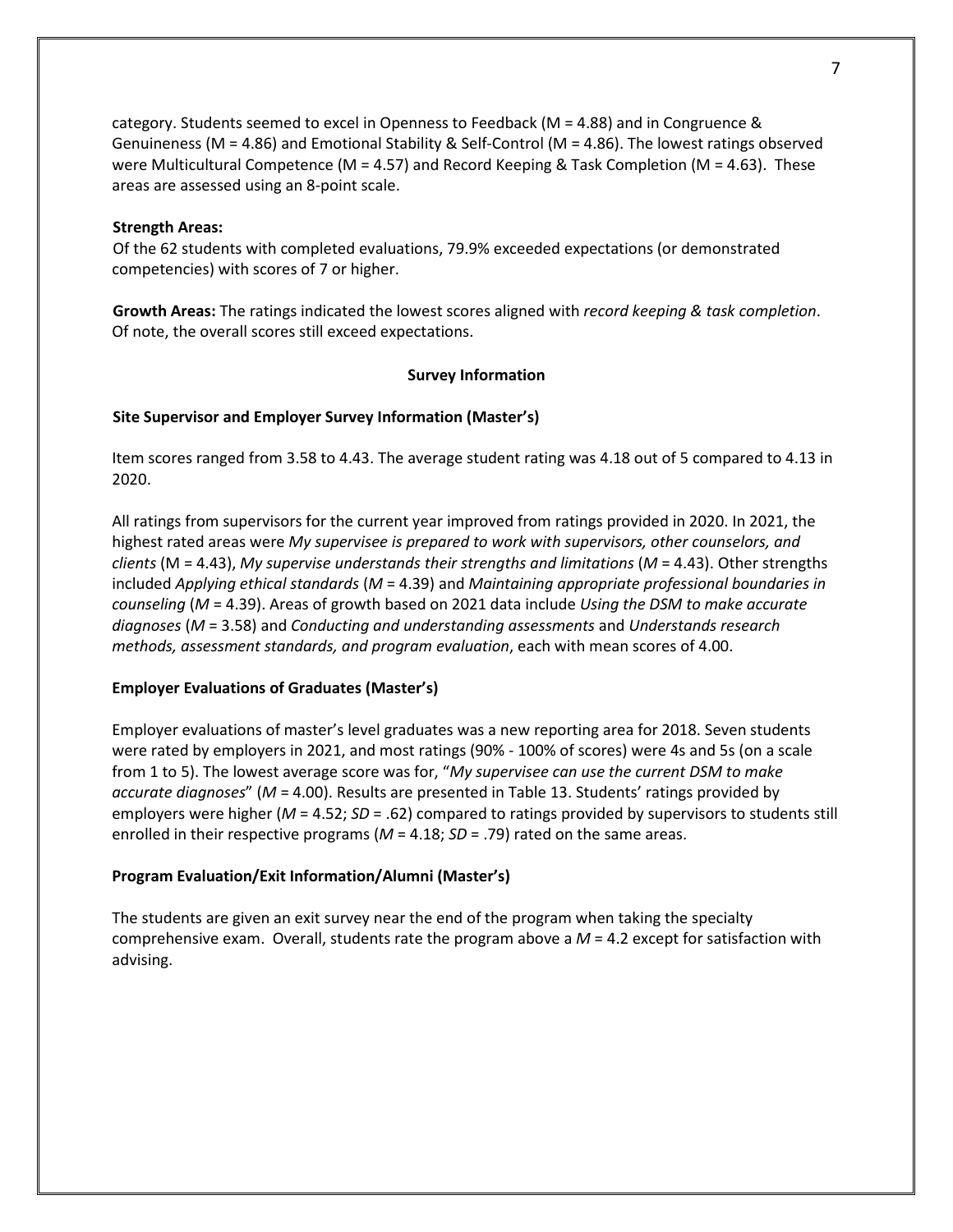category. Students seemed to excel in Openness to Feedback (M = 4.88) and in Congruence & Genuineness (M = 4.86) and Emotional Stability & Self-Control (M = 4.86). The lowest ratings observed were Multicultural Competence (M = 4.57) and Record Keeping & Task Completion (M = 4.63). These areas are assessed using an 8-point scale.

**Strength Areas:**
Of the 62 students with completed evaluations, 79.9% exceeded expectations (or demonstrated competencies) with scores of 7 or higher.

**Growth Areas:** The ratings indicated the lowest scores aligned with *record keeping & task completion*. Of note, the overall scores still exceed expectations.

**Survey Information**

**Site Supervisor and Employer Survey Information (Master's)**

Item scores ranged from 3.58 to 4.43. The average student rating was 4.18 out of 5 compared to 4.13 in 2020.

All ratings from supervisors for the current year improved from ratings provided in 2020. In 2021, the highest rated areas were *My supervisee is prepared to work with supervisors, other counselors, and clients* (M = 4.43), *My supervise understands their strengths and limitations* (*M* = 4.43). Other strengths included *Applying ethical standards* (*M* = 4.39) and *Maintaining appropriate professional boundaries in counseling* (*M* = 4.39). Areas of growth based on 2021 data include *Using the DSM to make accurate diagnoses* (*M* = 3.58) and *Conducting and understanding assessments* and *Understands research methods, assessment standards, and program evaluation*, each with mean scores of 4.00.

**Employer Evaluations of Graduates (Master's)**

Employer evaluations of master's level graduates was a new reporting area for 2018. Seven students were rated by employers in 2021, and most ratings (90% - 100% of scores) were 4s and 5s (on a scale from 1 to 5). The lowest average score was for, "*My supervisee can use the current DSM to make accurate diagnoses*" (*M* = 4.00). Results are presented in Table 13. Students' ratings provided by employers were higher (*M* = 4.52; *SD* = .62) compared to ratings provided by supervisors to students still enrolled in their respective programs (*M* = 4.18; *SD* = .79) rated on the same areas.

**Program Evaluation/Exit Information/Alumni (Master's)**

The students are given an exit survey near the end of the program when taking the specialty comprehensive exam. Overall, students rate the program above a *M* = 4.2 except for satisfaction with advising.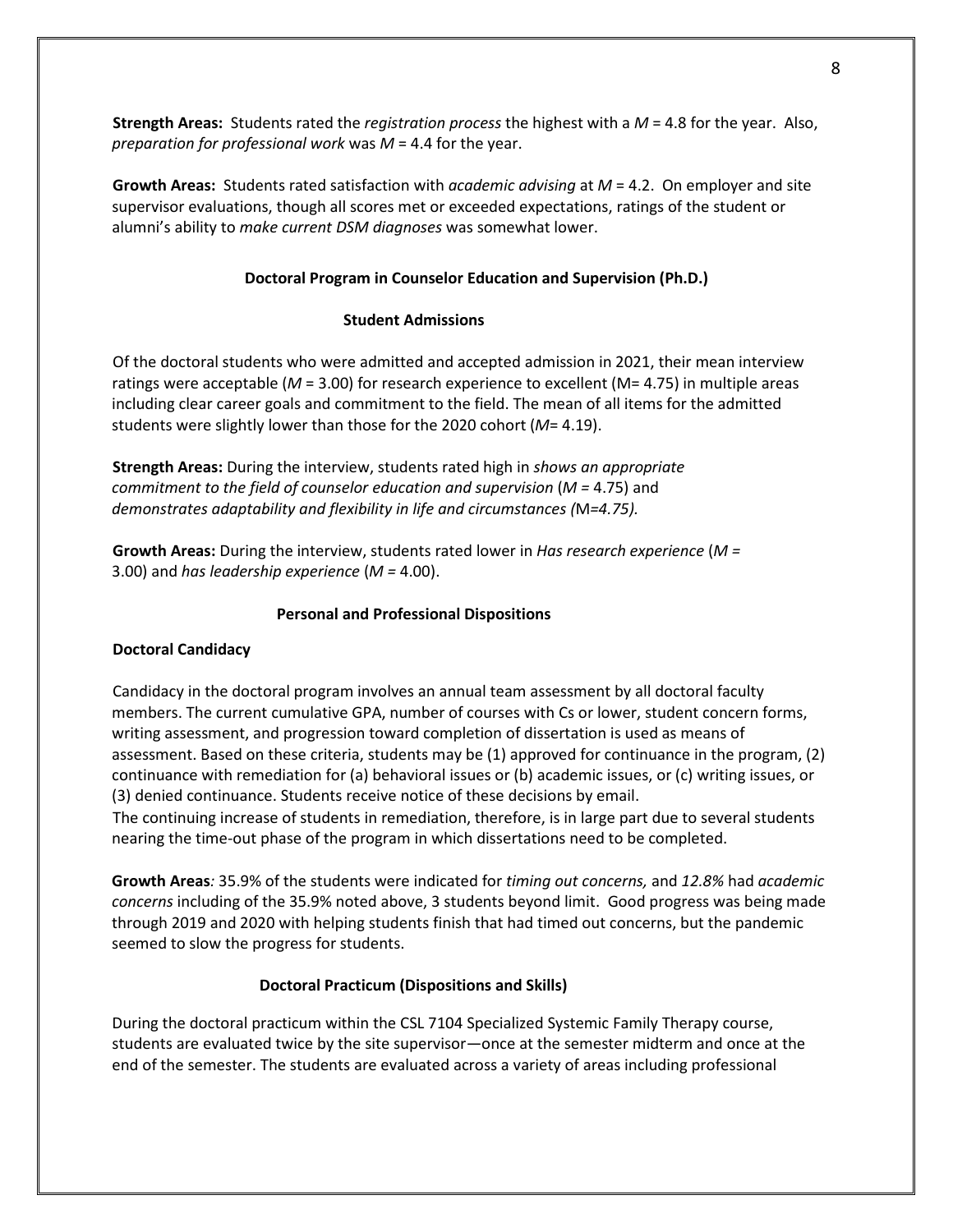**Strength Areas:** Students rated the *registration process* the highest with a $M$ = 4.8 for the year. Also, *preparation for professional work* was $M$ = 4.4 for the year.

**Growth Areas:** Students rated satisfaction with *academic advising* at $M$ = 4.2. On employer and site supervisor evaluations, though all scores met or exceeded expectations, ratings of the student or alumni's ability to *make current DSM diagnoses* was somewhat lower.

## Doctoral Program in Counselor Education and Supervision (Ph.D.)

### Student Admissions

Of the doctoral students who were admitted and accepted admission in 2021, their mean interview ratings were acceptable ($M$ = 3.00) for research experience to excellent (M= 4.75) in multiple areas including clear career goals and commitment to the field. The mean of all items for the admitted students were slightly lower than those for the 2020 cohort ($M$= 4.19).

**Strength Areas:** During the interview, students rated high in *shows an appropriate commitment to the field of counselor education and supervision* ($M$ = 4.75) and *demonstrates adaptability and flexibility in life and circumstances (*M*=4.75).*

**Growth Areas:** During the interview, students rated lower in *Has research experience* ($M$ = 3.00) and *has leadership experience* ($M$ = 4.00).

### Personal and Professional Dispositions

**Doctoral Candidacy**

Candidacy in the doctoral program involves an annual team assessment by all doctoral faculty members. The current cumulative GPA, number of courses with Cs or lower, student concern forms, writing assessment, and progression toward completion of dissertation is used as means of assessment. Based on these criteria, students may be (1) approved for continuance in the program, (2) continuance with remediation for (a) behavioral issues or (b) academic issues, or (c) writing issues, or (3) denied continuance. Students receive notice of these decisions by email.
The continuing increase of students in remediation, therefore, is in large part due to several students nearing the time-out phase of the program in which dissertations need to be completed.

**Growth Areas***:* 35.9% of the students were indicated for *timing out concerns,* and *12.8%* had *academic concerns* including of the 35.9% noted above, 3 students beyond limit. Good progress was being made through 2019 and 2020 with helping students finish that had timed out concerns, but the pandemic seemed to slow the progress for students.

### Doctoral Practicum (Dispositions and Skills)

During the doctoral practicum within the CSL 7104 Specialized Systemic Family Therapy course, students are evaluated twice by the site supervisor—once at the semester midterm and once at the end of the semester. The students are evaluated across a variety of areas including professional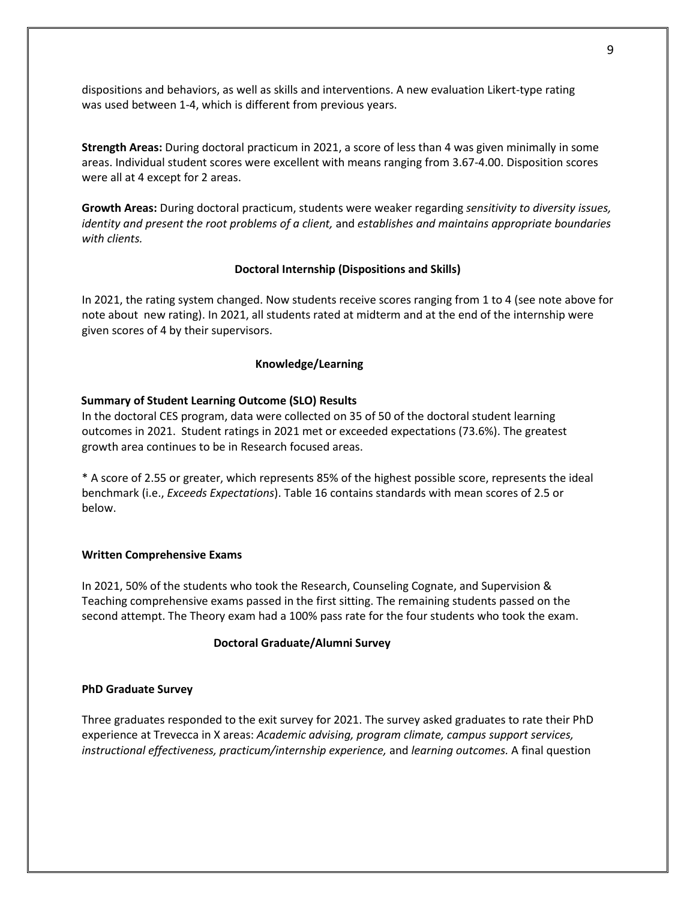dispositions and behaviors, as well as skills and interventions. A new evaluation Likert-type rating was used between 1-4, which is different from previous years.

**Strength Areas:** During doctoral practicum in 2021, a score of less than 4 was given minimally in some areas. Individual student scores were excellent with means ranging from 3.67-4.00. Disposition scores were all at 4 except for 2 areas.

**Growth Areas:** During doctoral practicum, students were weaker regarding *sensitivity to diversity issues, identity and present the root problems of a client,* and *establishes and maintains appropriate boundaries with clients.*

### Doctoral Internship (Dispositions and Skills)

In 2021, the rating system changed. Now students receive scores ranging from 1 to 4 (see note above for note about new rating). In 2021, all students rated at midterm and at the end of the internship were given scores of 4 by their supervisors.

## Knowledge/Learning

### Summary of Student Learning Outcome (SLO) Results

In the doctoral CES program, data were collected on 35 of 50 of the doctoral student learning outcomes in 2021. Student ratings in 2021 met or exceeded expectations (73.6%). The greatest growth area continues to be in Research focused areas.

* A score of 2.55 or greater, which represents 85% of the highest possible score, represents the ideal benchmark (i.e., *Exceeds Expectations*). Table 16 contains standards with mean scores of 2.5 or below.

### Written Comprehensive Exams

In 2021, 50% of the students who took the Research, Counseling Cognate, and Supervision & Teaching comprehensive exams passed in the first sitting. The remaining students passed on the second attempt. The Theory exam had a 100% pass rate for the four students who took the exam.

## Doctoral Graduate/Alumni Survey

### PhD Graduate Survey

Three graduates responded to the exit survey for 2021. The survey asked graduates to rate their PhD experience at Trevecca in X areas: *Academic advising, program climate, campus support services, instructional effectiveness, practicum/internship experience,* and *learning outcomes.* A final question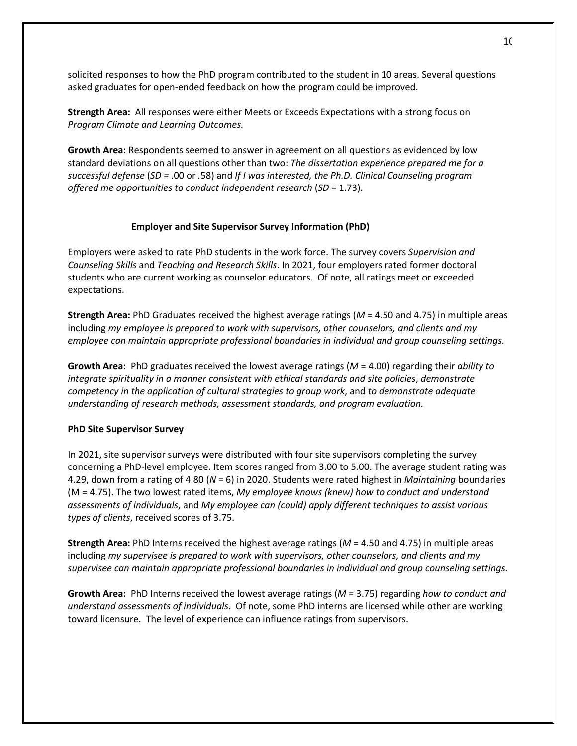solicited responses to how the PhD program contributed to the student in 10 areas. Several questions asked graduates for open-ended feedback on how the program could be improved.

**Strength Area:** All responses were either Meets or Exceeds Expectations with a strong focus on *Program Climate and Learning Outcomes.*

**Growth Area:** Respondents seemed to answer in agreement on all questions as evidenced by low standard deviations on all questions other than two: *The dissertation experience prepared me for a successful defense* (*SD* = .00 or .58) and *If I was interested, the Ph.D. Clinical Counseling program offered me opportunities to conduct independent research* (*SD* = 1.73).

### Employer and Site Supervisor Survey Information (PhD)

Employers were asked to rate PhD students in the work force. The survey covers *Supervision and Counseling Skills* and *Teaching and Research Skills*. In 2021, four employers rated former doctoral students who are current working as counselor educators. Of note, all ratings meet or exceeded expectations.

**Strength Area:** PhD Graduates received the highest average ratings (*M* = 4.50 and 4.75) in multiple areas including *my employee is prepared to work with supervisors, other counselors, and clients and my employee can maintain appropriate professional boundaries in individual and group counseling settings.*

**Growth Area:** PhD graduates received the lowest average ratings (*M* = 4.00) regarding their *ability to integrate spirituality in a manner consistent with ethical standards and site policies*, *demonstrate competency in the application of cultural strategies to group work*, and *to demonstrate adequate understanding of research methods, assessment standards, and program evaluation.*

**PhD Site Supervisor Survey**

In 2021, site supervisor surveys were distributed with four site supervisors completing the survey concerning a PhD-level employee. Item scores ranged from 3.00 to 5.00. The average student rating was 4.29, down from a rating of 4.80 (*N* = 6) in 2020. Students were rated highest in *Maintaining* boundaries (M = 4.75). The two lowest rated items, *My employee knows (knew) how to conduct and understand assessments of individuals*, and *My employee can (could) apply different techniques to assist various types of clients*, received scores of 3.75.

**Strength Area:** PhD Interns received the highest average ratings (*M* = 4.50 and 4.75) in multiple areas including *my supervisee is prepared to work with supervisors, other counselors, and clients and my supervisee can maintain appropriate professional boundaries in individual and group counseling settings.*

**Growth Area:** PhD Interns received the lowest average ratings (*M* = 3.75) regarding *how to conduct and understand assessments of individuals*. Of note, some PhD interns are licensed while other are working toward licensure. The level of experience can influence ratings from supervisors.